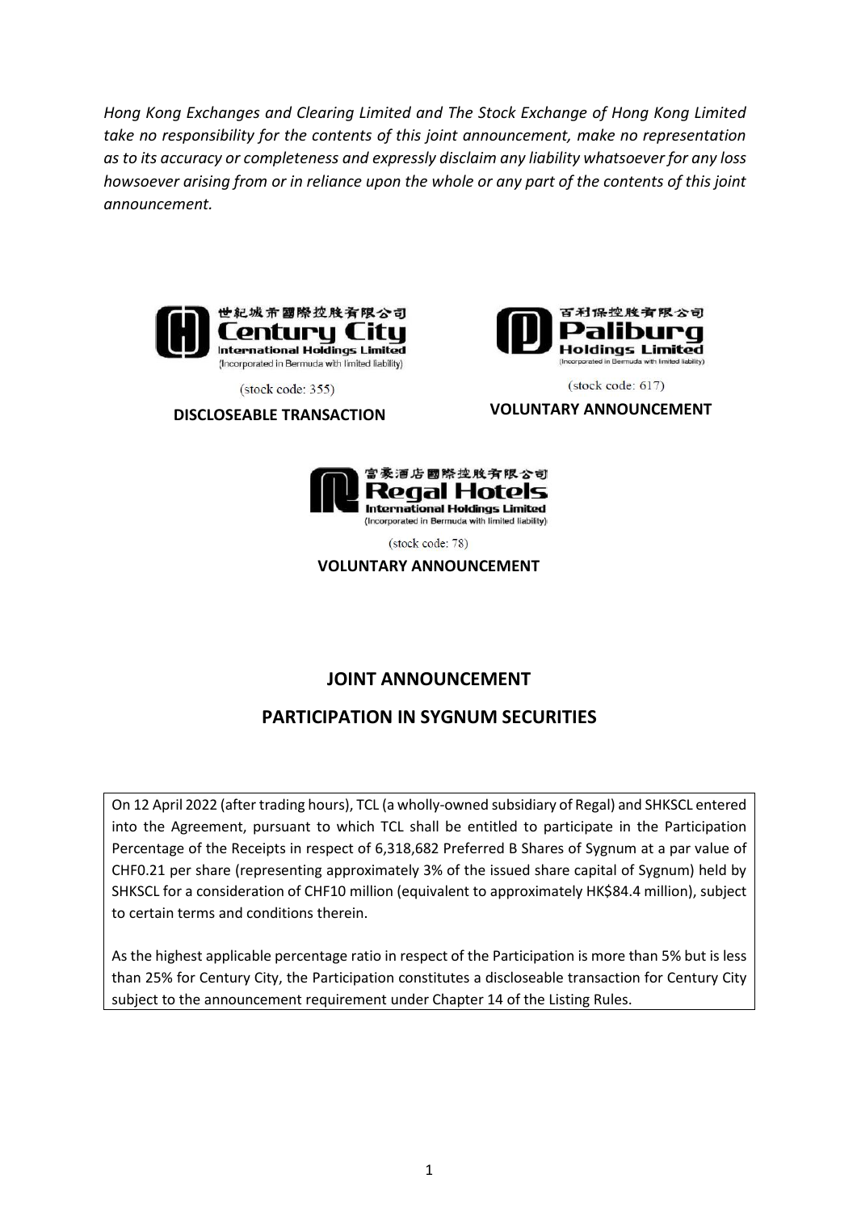*Hong Kong Exchanges and Clearing Limited and The Stock Exchange of Hong Kong Limited take no responsibility for the contents of this joint announcement, make no representation as to its accuracy or completeness and expressly disclaim any liability whatsoever for any loss howsoever arising from or in reliance upon the whole or any part of the contents of this joint announcement.*

世紀城市國際控股有限公司
**Century City International Holdings Limited**
(Incorporated in Bermuda with limited liability)

(stock code: 355)

**DISCLOSEABLE TRANSACTION**

百利保控股有限公司
**Paliburg Holdings Limited**
(Incorporated in Bermuda with limited liability)

(stock code: 617)

**VOLUNTARY ANNOUNCEMENT**

富豪酒店國際控股有限公司
**Regal Hotels International Holdings Limited**
(Incorporated in Bermuda with limited liability)

(stock code: 78)

**VOLUNTARY ANNOUNCEMENT**

# JOINT ANNOUNCEMENT

# PARTICIPATION IN SYGNUM SECURITIES

On 12 April 2022 (after trading hours), TCL (a wholly-owned subsidiary of Regal) and SHKSCL entered into the Agreement, pursuant to which TCL shall be entitled to participate in the Participation Percentage of the Receipts in respect of 6,318,682 Preferred B Shares of Sygnum at a par value of CHF0.21 per share (representing approximately 3% of the issued share capital of Sygnum) held by SHKSCL for a consideration of CHF10 million (equivalent to approximately HK$84.4 million), subject to certain terms and conditions therein.

As the highest applicable percentage ratio in respect of the Participation is more than 5% but is less than 25% for Century City, the Participation constitutes a discloseable transaction for Century City subject to the announcement requirement under Chapter 14 of the Listing Rules.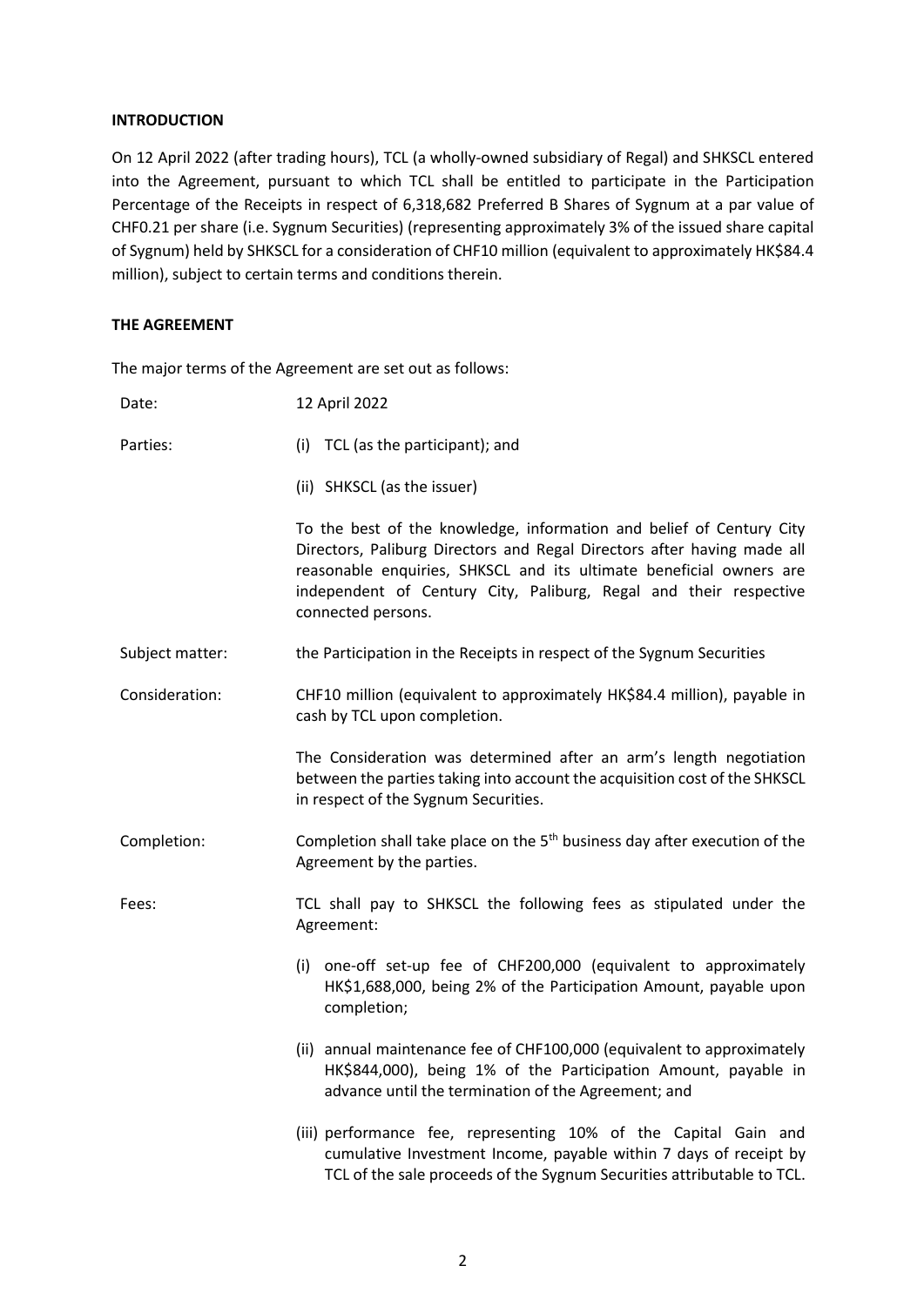**INTRODUCTION**

On 12 April 2022 (after trading hours), TCL (a wholly-owned subsidiary of Regal) and SHKSCL entered into the Agreement, pursuant to which TCL shall be entitled to participate in the Participation Percentage of the Receipts in respect of 6,318,682 Preferred B Shares of Sygnum at a par value of CHF0.21 per share (i.e. Sygnum Securities) (representing approximately 3% of the issued share capital of Sygnum) held by SHKSCL for a consideration of CHF10 million (equivalent to approximately HK$84.4 million), subject to certain terms and conditions therein.

**THE AGREEMENT**

The major terms of the Agreement are set out as follows:

Date: 12 April 2022

Parties:

(i) TCL (as the participant); and

(ii) SHKSCL (as the issuer)

To the best of the knowledge, information and belief of Century City Directors, Paliburg Directors and Regal Directors after having made all reasonable enquiries, SHKSCL and its ultimate beneficial owners are independent of Century City, Paliburg, Regal and their respective connected persons.

Subject matter: the Participation in the Receipts in respect of the Sygnum Securities

Consideration: CHF10 million (equivalent to approximately HK$84.4 million), payable in cash by TCL upon completion.

The Consideration was determined after an arm's length negotiation between the parties taking into account the acquisition cost of the SHKSCL in respect of the Sygnum Securities.

Completion: Completion shall take place on the 5th business day after execution of the Agreement by the parties.

Fees: TCL shall pay to SHKSCL the following fees as stipulated under the Agreement:

(i) one-off set-up fee of CHF200,000 (equivalent to approximately HK$1,688,000, being 2% of the Participation Amount, payable upon completion;

(ii) annual maintenance fee of CHF100,000 (equivalent to approximately HK$844,000), being 1% of the Participation Amount, payable in advance until the termination of the Agreement; and

(iii) performance fee, representing 10% of the Capital Gain and cumulative Investment Income, payable within 7 days of receipt by TCL of the sale proceeds of the Sygnum Securities attributable to TCL.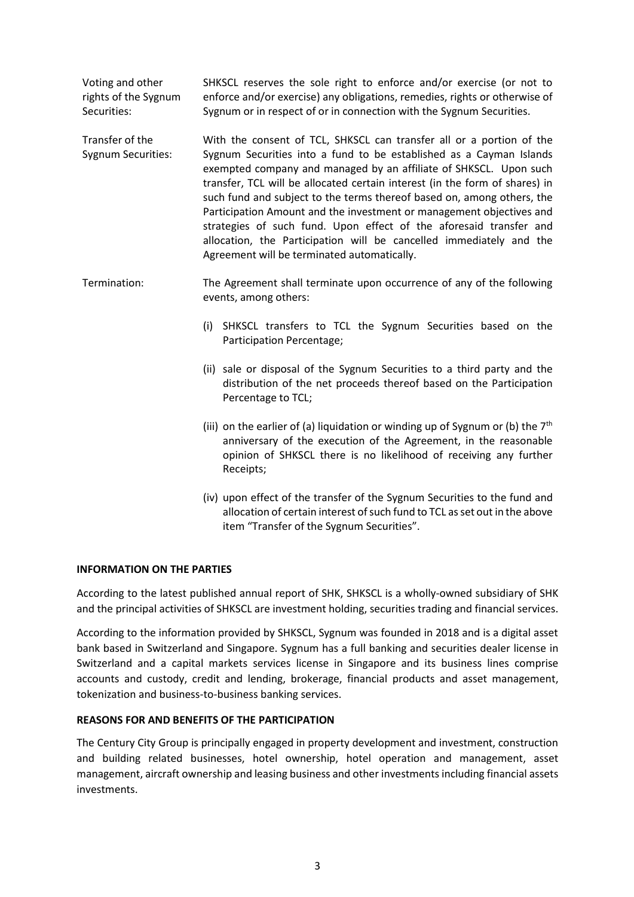| | |
|---|---|
| Voting and other rights of the Sygnum Securities: | SHKSCL reserves the sole right to enforce and/or exercise (or not to enforce and/or exercise) any obligations, remedies, rights or otherwise of Sygnum or in respect of or in connection with the Sygnum Securities. |
| Transfer of the Sygnum Securities: | With the consent of TCL, SHKSCL can transfer all or a portion of the Sygnum Securities into a fund to be established as a Cayman Islands exempted company and managed by an affiliate of SHKSCL. Upon such transfer, TCL will be allocated certain interest (in the form of shares) in such fund and subject to the terms thereof based on, among others, the Participation Amount and the investment or management objectives and strategies of such fund. Upon effect of the aforesaid transfer and allocation, the Participation will be cancelled immediately and the Agreement will be terminated automatically. |
| Termination: | The Agreement shall terminate upon occurrence of any of the following events, among others:<br><br>(i) SHKSCL transfers to TCL the Sygnum Securities based on the Participation Percentage;<br><br>(ii) sale or disposal of the Sygnum Securities to a third party and the distribution of the net proceeds thereof based on the Participation Percentage to TCL;<br><br>(iii) on the earlier of (a) liquidation or winding up of Sygnum or (b) the 7th anniversary of the execution of the Agreement, in the reasonable opinion of SHKSCL there is no likelihood of receiving any further Receipts;<br><br>(iv) upon effect of the transfer of the Sygnum Securities to the fund and allocation of certain interest of such fund to TCL as set out in the above item "Transfer of the Sygnum Securities". |

**INFORMATION ON THE PARTIES**

According to the latest published annual report of SHK, SHKSCL is a wholly-owned subsidiary of SHK and the principal activities of SHKSCL are investment holding, securities trading and financial services.

According to the information provided by SHKSCL, Sygnum was founded in 2018 and is a digital asset bank based in Switzerland and Singapore. Sygnum has a full banking and securities dealer license in Switzerland and a capital markets services license in Singapore and its business lines comprise accounts and custody, credit and lending, brokerage, financial products and asset management, tokenization and business-to-business banking services.

**REASONS FOR AND BENEFITS OF THE PARTICIPATION**

The Century City Group is principally engaged in property development and investment, construction and building related businesses, hotel ownership, hotel operation and management, asset management, aircraft ownership and leasing business and other investments including financial assets investments.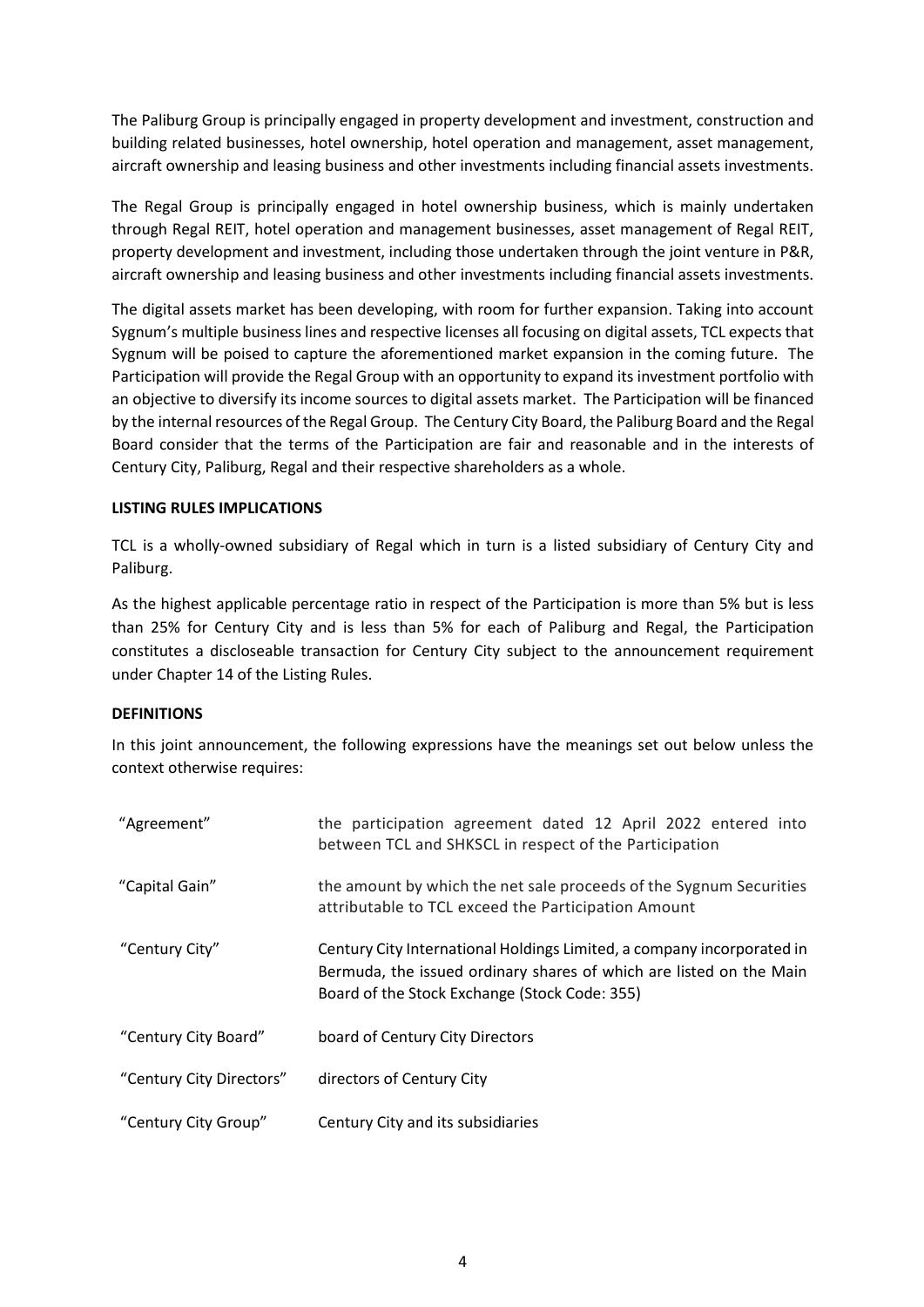The Paliburg Group is principally engaged in property development and investment, construction and building related businesses, hotel ownership, hotel operation and management, asset management, aircraft ownership and leasing business and other investments including financial assets investments.

The Regal Group is principally engaged in hotel ownership business, which is mainly undertaken through Regal REIT, hotel operation and management businesses, asset management of Regal REIT, property development and investment, including those undertaken through the joint venture in P&R, aircraft ownership and leasing business and other investments including financial assets investments.

The digital assets market has been developing, with room for further expansion. Taking into account Sygnum's multiple business lines and respective licenses all focusing on digital assets, TCL expects that Sygnum will be poised to capture the aforementioned market expansion in the coming future. The Participation will provide the Regal Group with an opportunity to expand its investment portfolio with an objective to diversify its income sources to digital assets market. The Participation will be financed by the internal resources of the Regal Group. The Century City Board, the Paliburg Board and the Regal Board consider that the terms of the Participation are fair and reasonable and in the interests of Century City, Paliburg, Regal and their respective shareholders as a whole.

**LISTING RULES IMPLICATIONS**

TCL is a wholly-owned subsidiary of Regal which in turn is a listed subsidiary of Century City and Paliburg.

As the highest applicable percentage ratio in respect of the Participation is more than 5% but is less than 25% for Century City and is less than 5% for each of Paliburg and Regal, the Participation constitutes a discloseable transaction for Century City subject to the announcement requirement under Chapter 14 of the Listing Rules.

**DEFINITIONS**

In this joint announcement, the following expressions have the meanings set out below unless the context otherwise requires:

| | |
|---|---|
| "Agreement" | the participation agreement dated 12 April 2022 entered into between TCL and SHKSCL in respect of the Participation |
| "Capital Gain" | the amount by which the net sale proceeds of the Sygnum Securities attributable to TCL exceed the Participation Amount |
| "Century City" | Century City International Holdings Limited, a company incorporated in Bermuda, the issued ordinary shares of which are listed on the Main Board of the Stock Exchange (Stock Code: 355) |
| "Century City Board" | board of Century City Directors |
| "Century City Directors" | directors of Century City |
| "Century City Group" | Century City and its subsidiaries |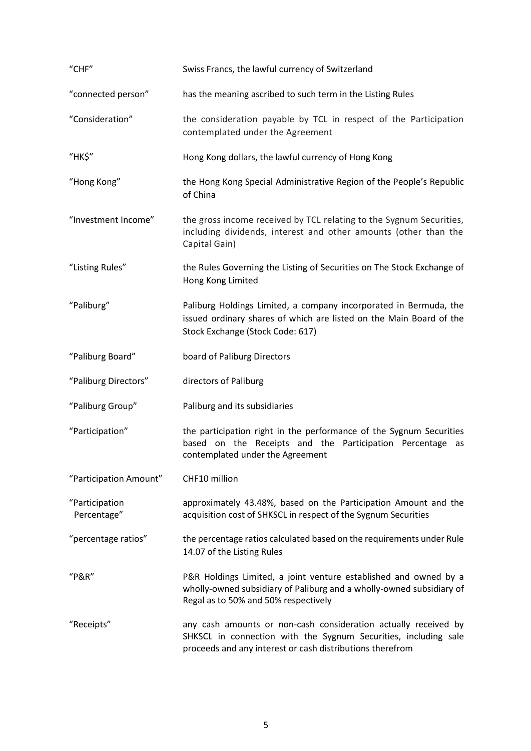| | |
|---|---|
| "CHF" | Swiss Francs, the lawful currency of Switzerland |
| "connected person" | has the meaning ascribed to such term in the Listing Rules |
| "Consideration" | the consideration payable by TCL in respect of the Participation contemplated under the Agreement |
| "HK$" | Hong Kong dollars, the lawful currency of Hong Kong |
| "Hong Kong" | the Hong Kong Special Administrative Region of the People's Republic of China |
| "Investment Income" | the gross income received by TCL relating to the Sygnum Securities, including dividends, interest and other amounts (other than the Capital Gain) |
| "Listing Rules" | the Rules Governing the Listing of Securities on The Stock Exchange of Hong Kong Limited |
| "Paliburg" | Paliburg Holdings Limited, a company incorporated in Bermuda, the issued ordinary shares of which are listed on the Main Board of the Stock Exchange (Stock Code: 617) |
| "Paliburg Board" | board of Paliburg Directors |
| "Paliburg Directors" | directors of Paliburg |
| "Paliburg Group" | Paliburg and its subsidiaries |
| "Participation" | the participation right in the performance of the Sygnum Securities based on the Receipts and the Participation Percentage as contemplated under the Agreement |
| "Participation Amount" | CHF10 million |
| "Participation Percentage" | approximately 43.48%, based on the Participation Amount and the acquisition cost of SHKSCL in respect of the Sygnum Securities |
| "percentage ratios" | the percentage ratios calculated based on the requirements under Rule 14.07 of the Listing Rules |
| "P&R" | P&R Holdings Limited, a joint venture established and owned by a wholly-owned subsidiary of Paliburg and a wholly-owned subsidiary of Regal as to 50% and 50% respectively |
| "Receipts" | any cash amounts or non-cash consideration actually received by SHKSCL in connection with the Sygnum Securities, including sale proceeds and any interest or cash distributions therefrom |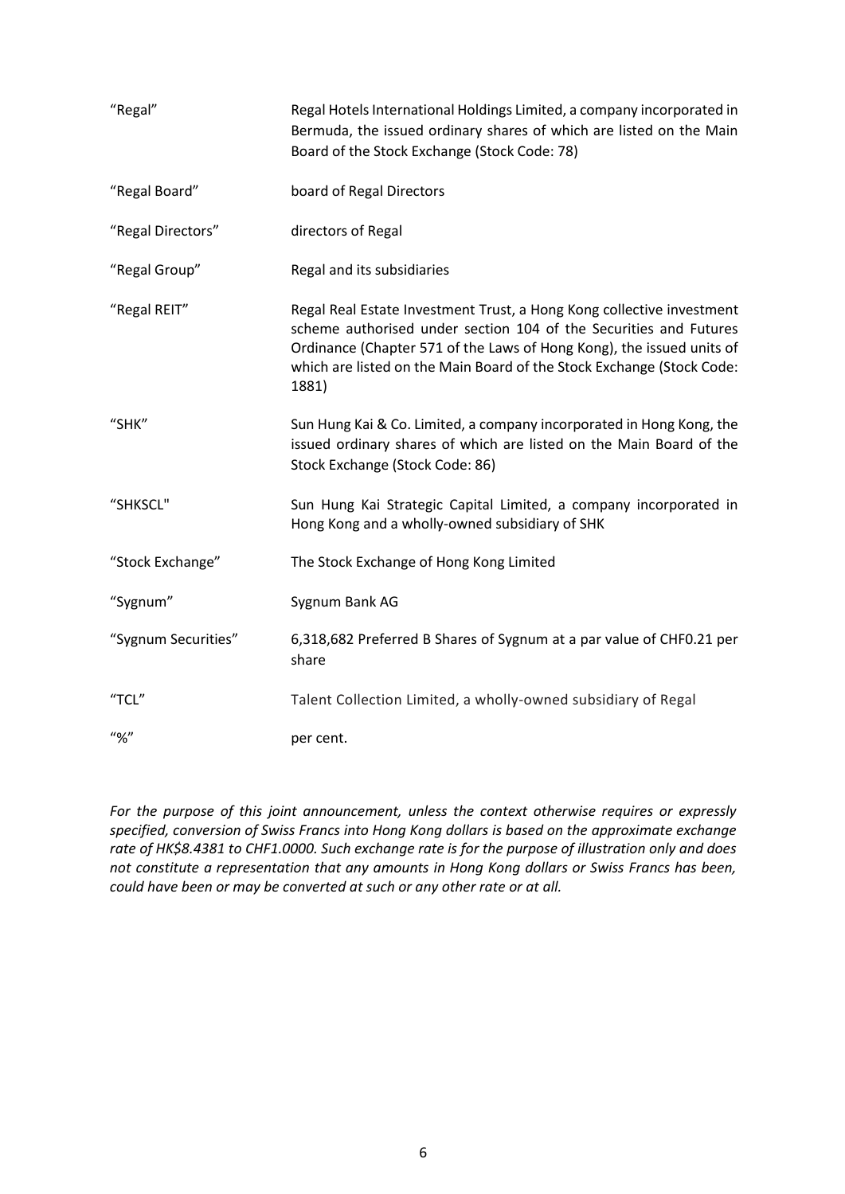| | |
|---|---|
| "Regal" | Regal Hotels International Holdings Limited, a company incorporated in Bermuda, the issued ordinary shares of which are listed on the Main Board of the Stock Exchange (Stock Code: 78) |
| "Regal Board" | board of Regal Directors |
| "Regal Directors" | directors of Regal |
| "Regal Group" | Regal and its subsidiaries |
| "Regal REIT" | Regal Real Estate Investment Trust, a Hong Kong collective investment scheme authorised under section 104 of the Securities and Futures Ordinance (Chapter 571 of the Laws of Hong Kong), the issued units of which are listed on the Main Board of the Stock Exchange (Stock Code: 1881) |
| "SHK" | Sun Hung Kai & Co. Limited, a company incorporated in Hong Kong, the issued ordinary shares of which are listed on the Main Board of the Stock Exchange (Stock Code: 86) |
| "SHKSCL" | Sun Hung Kai Strategic Capital Limited, a company incorporated in Hong Kong and a wholly-owned subsidiary of SHK |
| "Stock Exchange" | The Stock Exchange of Hong Kong Limited |
| "Sygnum" | Sygnum Bank AG |
| "Sygnum Securities" | 6,318,682 Preferred B Shares of Sygnum at a par value of CHF0.21 per share |
| "TCL" | Talent Collection Limited, a wholly-owned subsidiary of Regal |
| "%" | per cent. |

*For the purpose of this joint announcement, unless the context otherwise requires or expressly specified, conversion of Swiss Francs into Hong Kong dollars is based on the approximate exchange rate of HK$8.4381 to CHF1.0000. Such exchange rate is for the purpose of illustration only and does not constitute a representation that any amounts in Hong Kong dollars or Swiss Francs has been, could have been or may be converted at such or any other rate or at all.*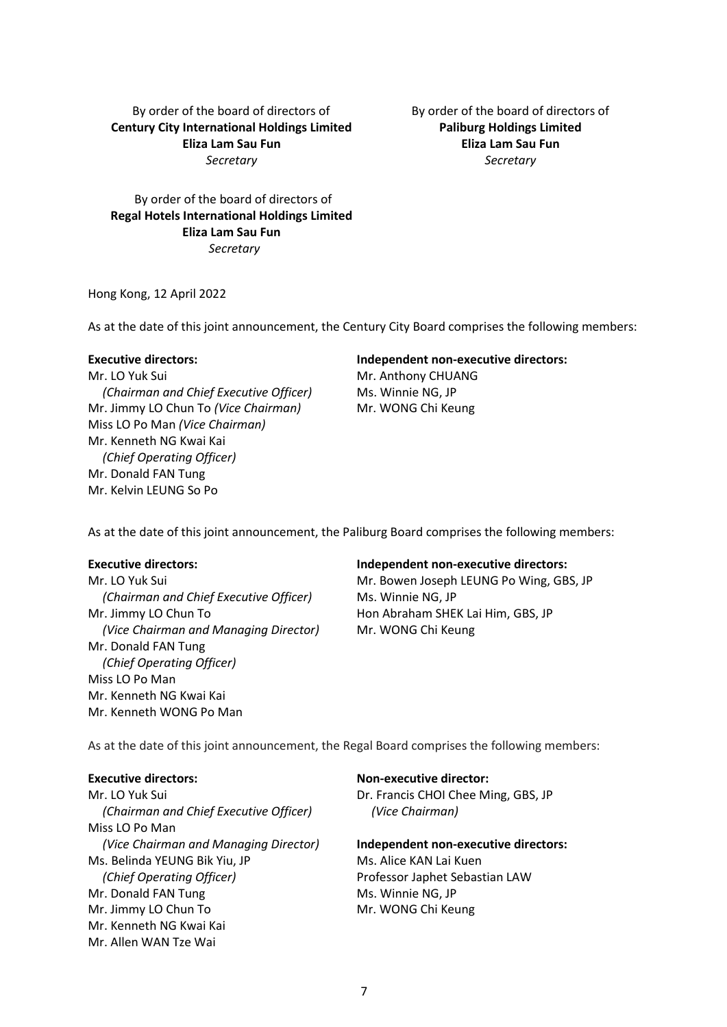By order of the board of directors of
**Century City International Holdings Limited**
**Eliza Lam Sau Fun**
*Secretary*

By order of the board of directors of
**Paliburg Holdings Limited**
**Eliza Lam Sau Fun**
*Secretary*

By order of the board of directors of
**Regal Hotels International Holdings Limited**
**Eliza Lam Sau Fun**
*Secretary*

Hong Kong, 12 April 2022

As at the date of this joint announcement, the Century City Board comprises the following members:

**Executive directors:**

Mr. LO Yuk Sui
*(Chairman and Chief Executive Officer)*
Mr. Jimmy LO Chun To *(Vice Chairman)*
Miss LO Po Man *(Vice Chairman)*
Mr. Kenneth NG Kwai Kai
*(Chief Operating Officer)*
Mr. Donald FAN Tung
Mr. Kelvin LEUNG So Po

**Independent non-executive directors:**

Mr. Anthony CHUANG
Ms. Winnie NG, JP
Mr. WONG Chi Keung

As at the date of this joint announcement, the Paliburg Board comprises the following members:

**Executive directors:**

Mr. LO Yuk Sui
*(Chairman and Chief Executive Officer)*
Mr. Jimmy LO Chun To
*(Vice Chairman and Managing Director)*
Mr. Donald FAN Tung
*(Chief Operating Officer)*
Miss LO Po Man
Mr. Kenneth NG Kwai Kai
Mr. Kenneth WONG Po Man

**Independent non-executive directors:**

Mr. Bowen Joseph LEUNG Po Wing, GBS, JP
Ms. Winnie NG, JP
Hon Abraham SHEK Lai Him, GBS, JP
Mr. WONG Chi Keung

As at the date of this joint announcement, the Regal Board comprises the following members:

**Executive directors:**

Mr. LO Yuk Sui
*(Chairman and Chief Executive Officer)*
Miss LO Po Man
*(Vice Chairman and Managing Director)*
Ms. Belinda YEUNG Bik Yiu, JP
*(Chief Operating Officer)*
Mr. Donald FAN Tung
Mr. Jimmy LO Chun To
Mr. Kenneth NG Kwai Kai
Mr. Allen WAN Tze Wai

**Non-executive director:**

Dr. Francis CHOI Chee Ming, GBS, JP
*(Vice Chairman)*

**Independent non-executive directors:**

Ms. Alice KAN Lai Kuen
Professor Japhet Sebastian LAW
Ms. Winnie NG, JP
Mr. WONG Chi Keung